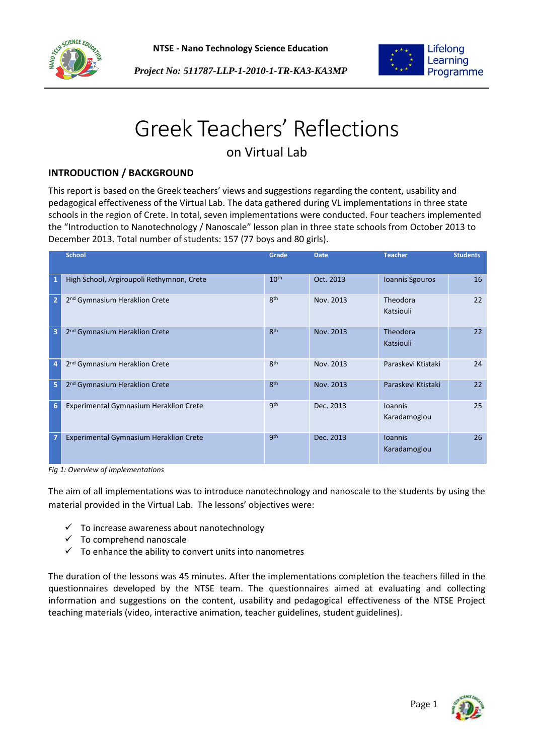# Greek Teachers' Reflections

## on Virtual Lab

### INTRODUCTION / BACKGROUND

This report is based on the Greek teachers' views and suggestions regarding the content, usability and pedagogical effectiveness of the Virtual Lab. The data gathered during VL implementations in three state schools in the region of Crete. In total, seven implementations were conducted. Four teachers implemented the "Introduction to Nanotechnology / Nanoscale" lesson plan in three state schools from October 2013 to December 2013. Total number of students: 157 (77 boys and 80 girls).

| | School | Grade | Date | Teacher | Students |
|---|---|---|---|---|---|
| 1 | High School, Argiroupoli Rethymnon, Crete | 10th | Oct. 2013 | Ioannis Sgouros | 16 |
| 2 | 2nd Gymnasium Heraklion Crete | 8th | Nov. 2013 | Theodora Katsiouli | 22 |
| 3 | 2nd Gymnasium Heraklion Crete | 8th | Nov. 2013 | Theodora Katsiouli | 22 |
| 4 | 2nd Gymnasium Heraklion Crete | 8th | Nov. 2013 | Paraskevi Ktistaki | 24 |
| 5 | 2nd Gymnasium Heraklion Crete | 8th | Nov. 2013 | Paraskevi Ktistaki | 22 |
| 6 | Experimental Gymnasium Heraklion Crete | 9th | Dec. 2013 | Ioannis Karadamoglou | 25 |
| 7 | Experimental Gymnasium Heraklion Crete | 9th | Dec. 2013 | Ioannis Karadamoglou | 26 |

*Fig 1: Overview of implementations*

The aim of all implementations was to introduce nanotechnology and nanoscale to the students by using the material provided in the Virtual Lab. The lessons' objectives were:

- ✓ To increase awareness about nanotechnology
- ✓ To comprehend nanoscale
- ✓ To enhance the ability to convert units into nanometres

The duration of the lessons was 45 minutes. After the implementations completion the teachers filled in the questionnaires developed by the NTSE team. The questionnaires aimed at evaluating and collecting information and suggestions on the content, usability and pedagogical effectiveness of the NTSE Project teaching materials (video, interactive animation, teacher guidelines, student guidelines).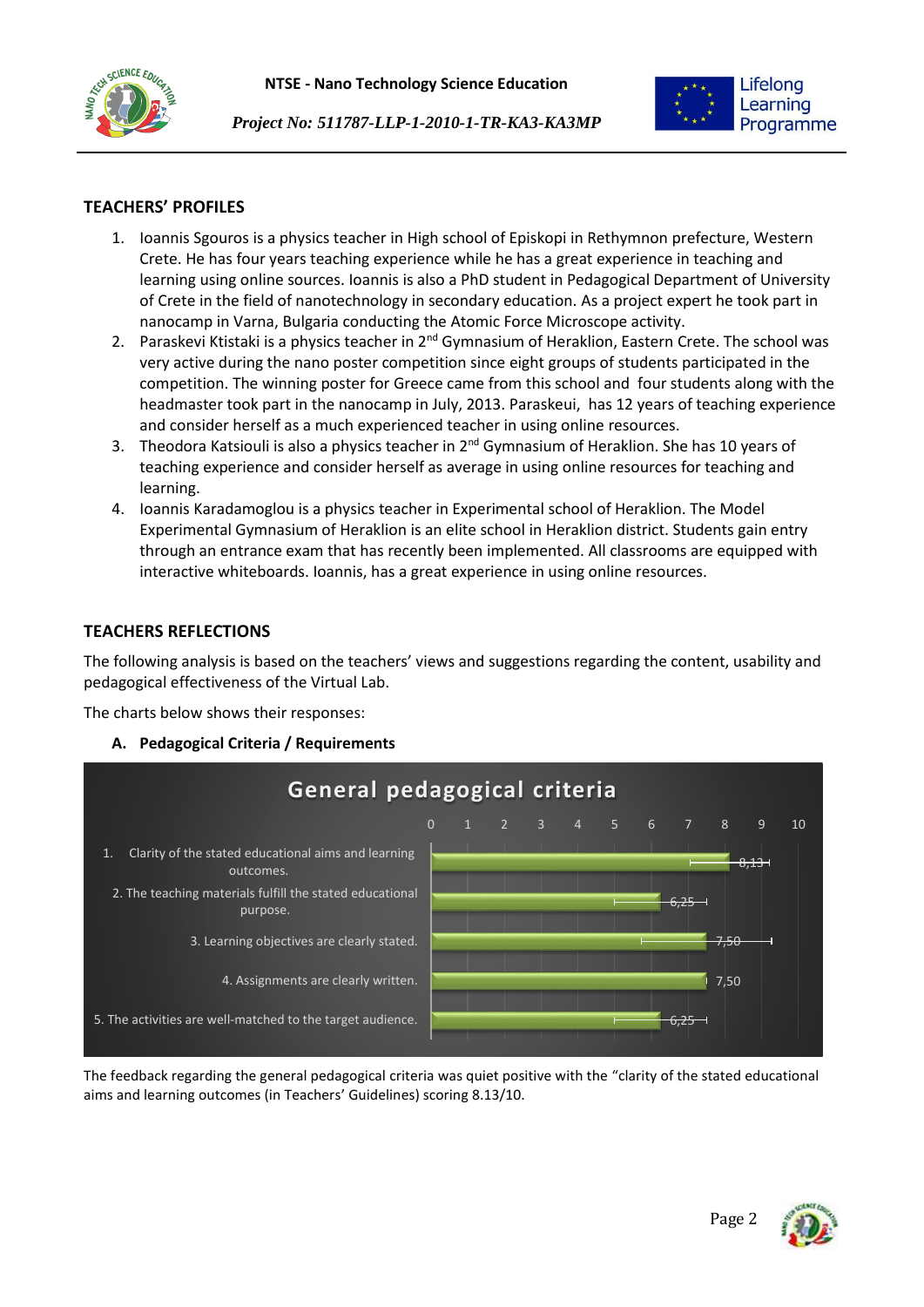## TEACHERS' PROFILES

1. Ioannis Sgouros is a physics teacher in High school of Episkopi in Rethymnon prefecture, Western Crete. He has four years teaching experience while he has a great experience in teaching and learning using online sources. Ioannis is also a PhD student in Pedagogical Department of University of Crete in the field of nanotechnology in secondary education. As a project expert he took part in nanocamp in Varna, Bulgaria conducting the Atomic Force Microscope activity.
2. Paraskevi Ktistaki is a physics teacher in 2nd Gymnasium of Heraklion, Eastern Crete. The school was very active during the nano poster competition since eight groups of students participated in the competition. The winning poster for Greece came from this school and four students along with the headmaster took part in the nanocamp in July, 2013. Paraskeui, has 12 years of teaching experience and consider herself as a much experienced teacher in using online resources.
3. Theodora Katsiouli is also a physics teacher in 2nd Gymnasium of Heraklion. She has 10 years of teaching experience and consider herself as average in using online resources for teaching and learning.
4. Ioannis Karadamoglou is a physics teacher in Experimental school of Heraklion. The Model Experimental Gymnasium of Heraklion is an elite school in Heraklion district. Students gain entry through an entrance exam that has recently been implemented. All classrooms are equipped with interactive whiteboards. Ioannis, has a great experience in using online resources.

## TEACHERS REFLECTIONS

The following analysis is based on the teachers' views and suggestions regarding the content, usability and pedagogical effectiveness of the Virtual Lab.

The charts below shows their responses:

**A. Pedagogical Criteria / Requirements**

**General pedagogical criteria**

| Criterion | Score |
|---|---|
| 1. Clarity of the stated educational aims and learning outcomes. | 8,13 |
| 2. The teaching materials fulfill the stated educational purpose. | 6,25 |
| 3. Learning objectives are clearly stated. | 7,50 |
| 4. Assignments are clearly written. | 7,50 |
| 5. The activities are well-matched to the target audience. | 6,25 |

The feedback regarding the general pedagogical criteria was quiet positive with the "clarity of the stated educational aims and learning outcomes (in Teachers' Guidelines) scoring 8.13/10.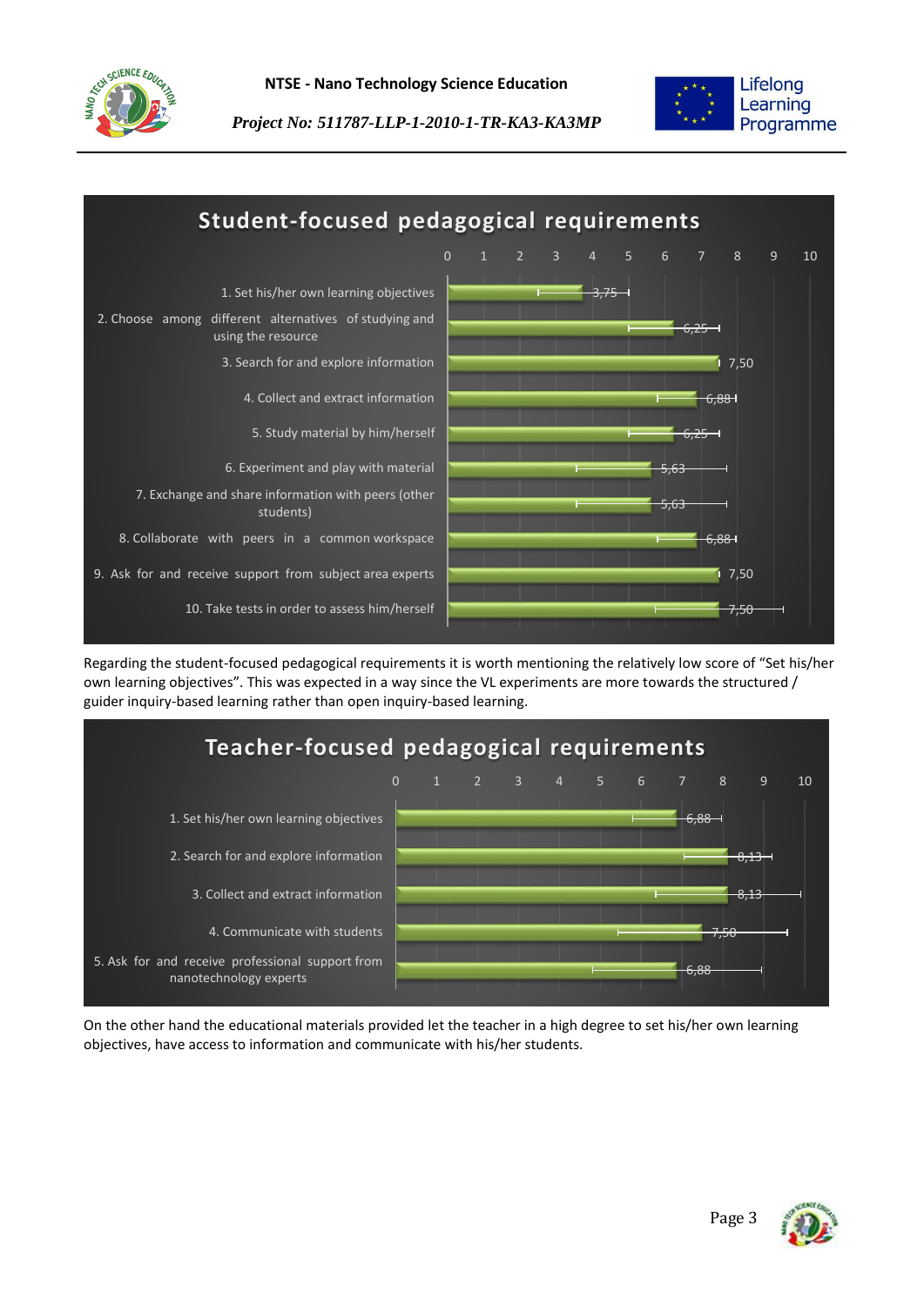## Student-focused pedagogical requirements

| Requirement | Score |
|---|---|
| 1. Set his/her own learning objectives | 3,75 |
| 2. Choose among different alternatives of studying and using the resource | 6,25 |
| 3. Search for and explore information | 7,50 |
| 4. Collect and extract information | 6,88 |
| 5. Study material by him/herself | 6,25 |
| 6. Experiment and play with material | 5,63 |
| 7. Exchange and share information with peers (other students) | 5,63 |
| 8. Collaborate with peers in a common workspace | 6,88 |
| 9. Ask for and receive support from subject area experts | 7,50 |
| 10. Take tests in order to assess him/herself | 7,50 |

Regarding the student-focused pedagogical requirements it is worth mentioning the relatively low score of "Set his/her own learning objectives". This was expected in a way since the VL experiments are more towards the structured / guider inquiry-based learning rather than open inquiry-based learning.

## Teacher-focused pedagogical requirements

| Requirement | Score |
|---|---|
| 1. Set his/her own learning objectives | 6,88 |
| 2. Search for and explore information | 8,13 |
| 3. Collect and extract information | 8,13 |
| 4. Communicate with students | 7,50 |
| 5. Ask for and receive professional support from nanotechnology experts | 6,88 |

On the other hand the educational materials provided let the teacher in a high degree to set his/her own learning objectives, have access to information and communicate with his/her students.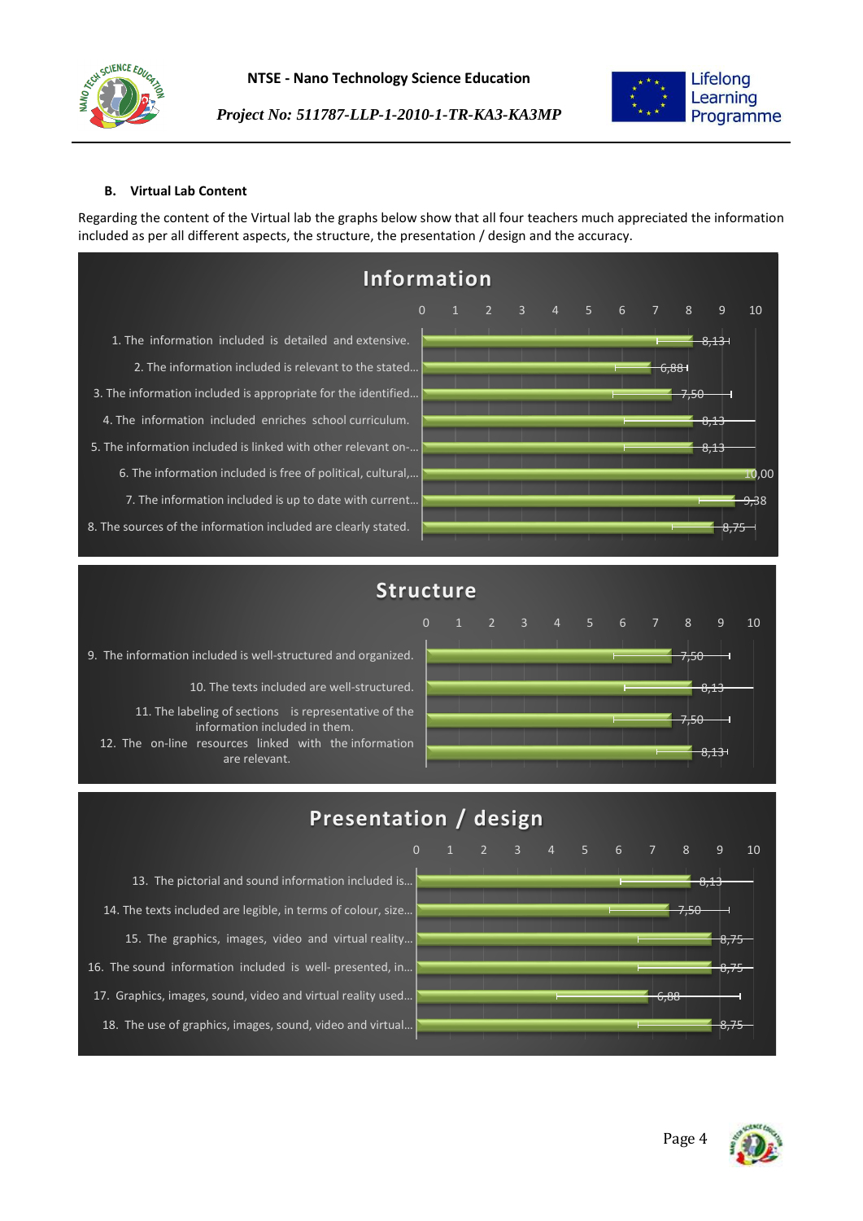### B. Virtual Lab Content

Regarding the content of the Virtual lab the graphs below show that all four teachers much appreciated the information included as per all different aspects, the structure, the presentation / design and the accuracy.

**Information**

| Item | Score |
|---|---|
| 1. The information included is detailed and extensive. | 8,13 |
| 2. The information included is relevant to the stated... | 6,88 |
| 3. The information included is appropriate for the identified... | 7,50 |
| 4. The information included enriches school curriculum. | 8,13 |
| 5. The information included is linked with other relevant on-... | 8,13 |
| 6. The information included is free of political, cultural,... | 10,00 |
| 7. The information included is up to date with current... | 9,38 |
| 8. The sources of the information included are clearly stated. | 8,75 |

**Structure**

| Item | Score |
|---|---|
| 9. The information included is well-structured and organized. | 7,50 |
| 10. The texts included are well-structured. | 8,13 |
| 11. The labeling of sections is representative of the information included in them. | 7,50 |
| 12. The on-line resources linked with the information are relevant. | 8,13 |

**Presentation / design**

| Item | Score |
|---|---|
| 13. The pictorial and sound information included is... | 8,13 |
| 14. The texts included are legible, in terms of colour, size... | 7,50 |
| 15. The graphics, images, video and virtual reality... | 8,75 |
| 16. The sound information included is well- presented, in... | 8,75 |
| 17. Graphics, images, sound, video and virtual reality used... | 6,88 |
| 18. The use of graphics, images, sound, video and virtual... | 8,75 |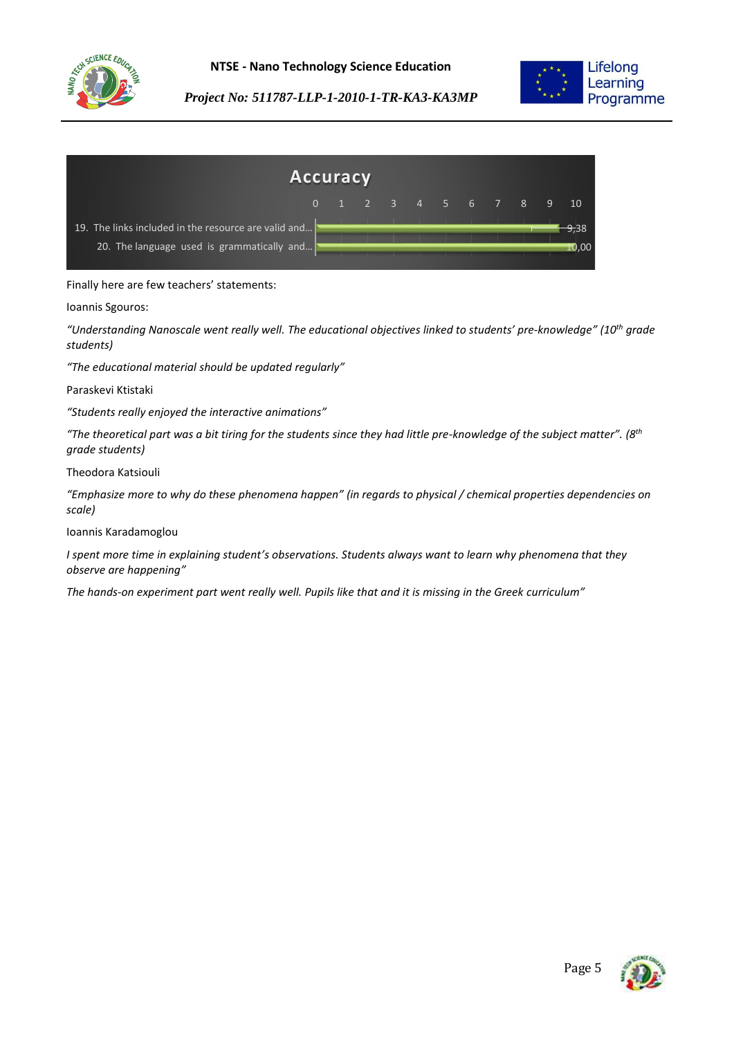Accuracy

0 1 2 3 4 5 6 7 8 9 10

19. The links included in the resource are valid and... 9,38

20. The language used is grammatically and... 10,00

Finally here are few teachers' statements:

Ioannis Sgouros:

*"Understanding Nanoscale went really well. The educational objectives linked to students' pre-knowledge" (10th grade students)*

*"The educational material should be updated regularly"*

Paraskevi Ktistaki

*"Students really enjoyed the interactive animations"*

*"The theoretical part was a bit tiring for the students since they had little pre-knowledge of the subject matter". (8th grade students)*

Theodora Katsiouli

*"Emphasize more to why do these phenomena happen" (in regards to physical / chemical properties dependencies on scale)*

Ioannis Karadamoglou

*I spent more time in explaining student's observations. Students always want to learn why phenomena that they observe are happening"*

*The hands-on experiment part went really well. Pupils like that and it is missing in the Greek curriculum"*